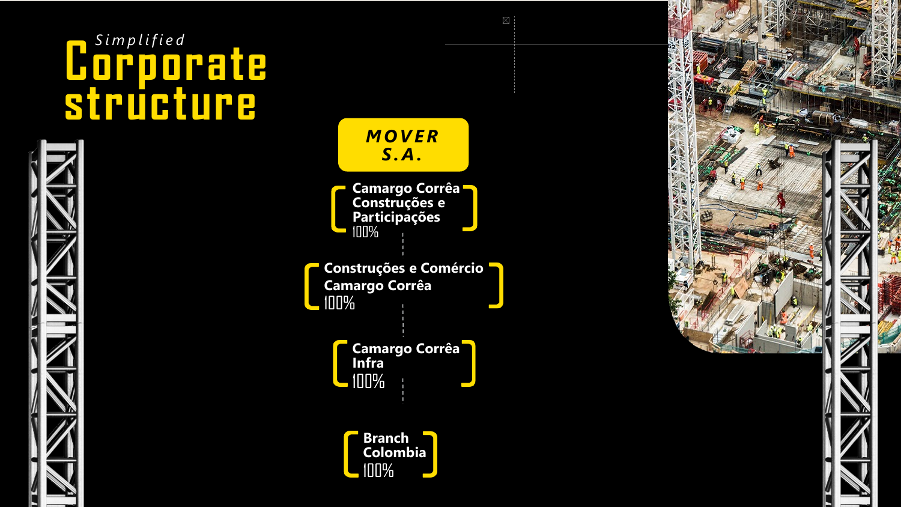*Simplified*

# Corporate structure

**MOVER S.A.**

- **Camargo Corrêa Construções e Participações** 100%
  - **Construções e Comércio Camargo Corrêa** 100%
    - **Camargo Corrêa Infra** 100%
      - **Branch Colombia** 100%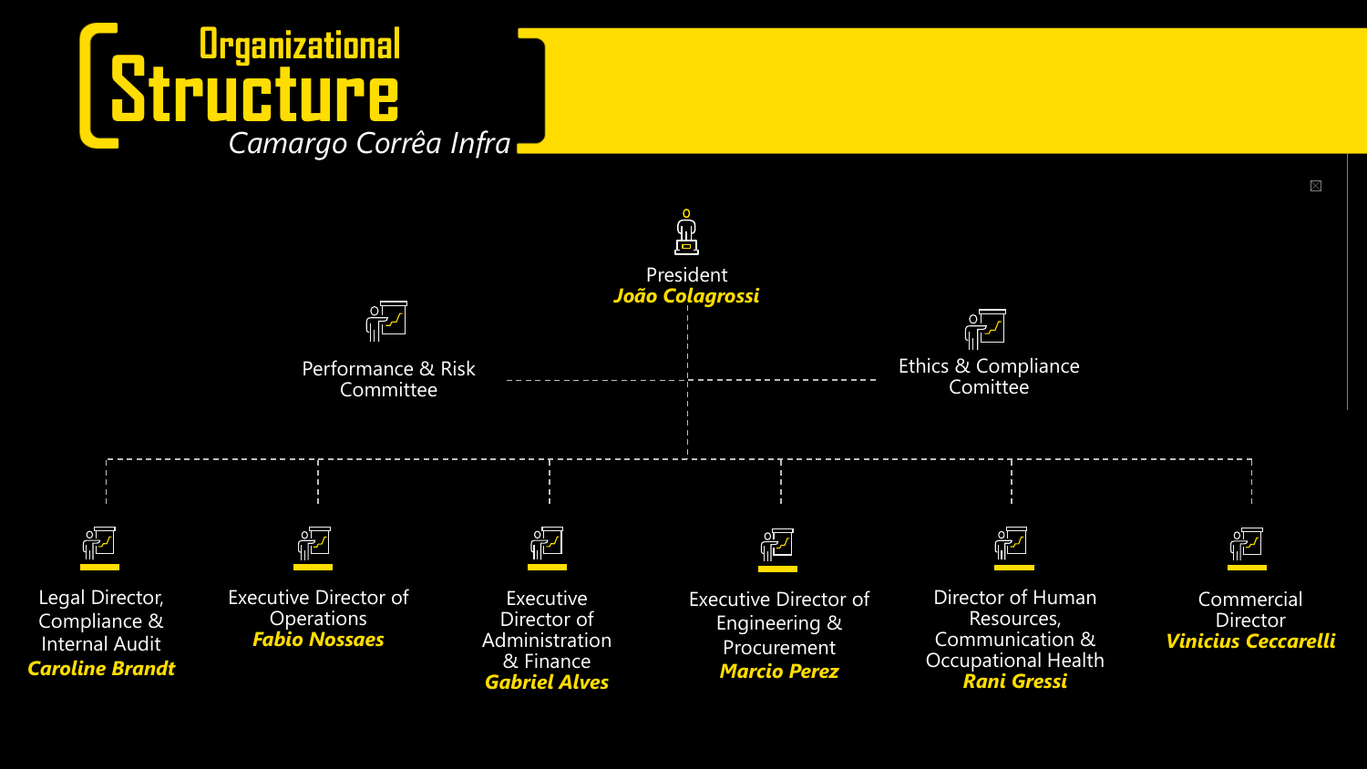# Organizational Structure

*Camargo Corrêa Infra*

President
***João Colagrossi***

- Performance & Risk Committee
- Ethics & Compliance Comittee

- Legal Director, Compliance & Internal Audit
  ***Caroline Brandt***
- Executive Director of Operations
  ***Fabio Nossaes***
- Executive Director of Administration & Finance
  ***Gabriel Alves***
- Executive Director of Engineering & Procurement
  ***Marcio Perez***
- Director of Human Resources, Communication & Occupational Health
  ***Rani Gressi***
- Commercial Director
  ***Vinicius Ceccarelli***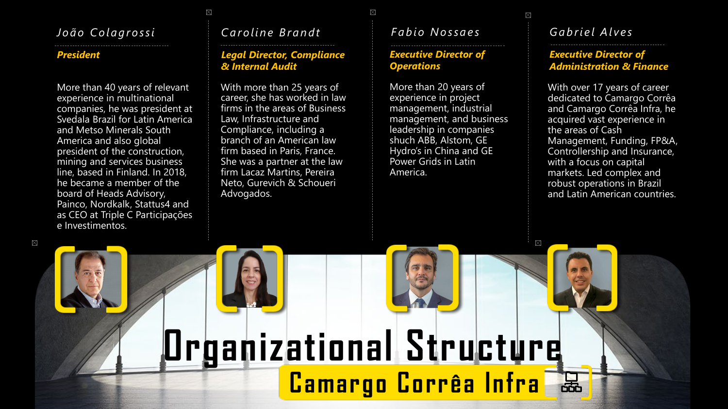# Organizational Structure

## Camargo Corrêa Infra

### *João Colagrossi*

***President***

More than 40 years of relevant experience in multinational companies, he was president at Svedala Brazil for Latin America and Metso Minerals South America and also global president of the construction, mining and services business line, based in Finland. In 2018, he became a member of the board of Heads Advisory, Painco, Nordkalk, Stattus4 and as CEO at Triple C Participações e Investimentos.

### *Caroline Brandt*

***Legal Director, Compliance & Internal Audit***

With more than 25 years of career, she has worked in law firms in the areas of Business Law, Infrastructure and Compliance, including a branch of an American law firm based in Paris, France. She was a partner at the law firm Lacaz Martins, Pereira Neto, Gurevich & Schoueri Advogados.

### *Fabio Nossaes*

***Executive Director of Operations***

More than 20 years of experience in project management, industrial management, and business leadership in companies shuch ABB, Alstom, GE Hydro's in China and GE Power Grids in Latin America.

### *Gabriel Alves*

***Executive Director of Administration & Finance***

With over 17 years of career dedicated to Camargo Corrêa and Camargo Corrêa Infra, he acquired vast experience in the areas of Cash Management, Funding, FP&A, Controllership and Insurance, with a focus on capital markets. Led complex and robust operations in Brazil and Latin American countries.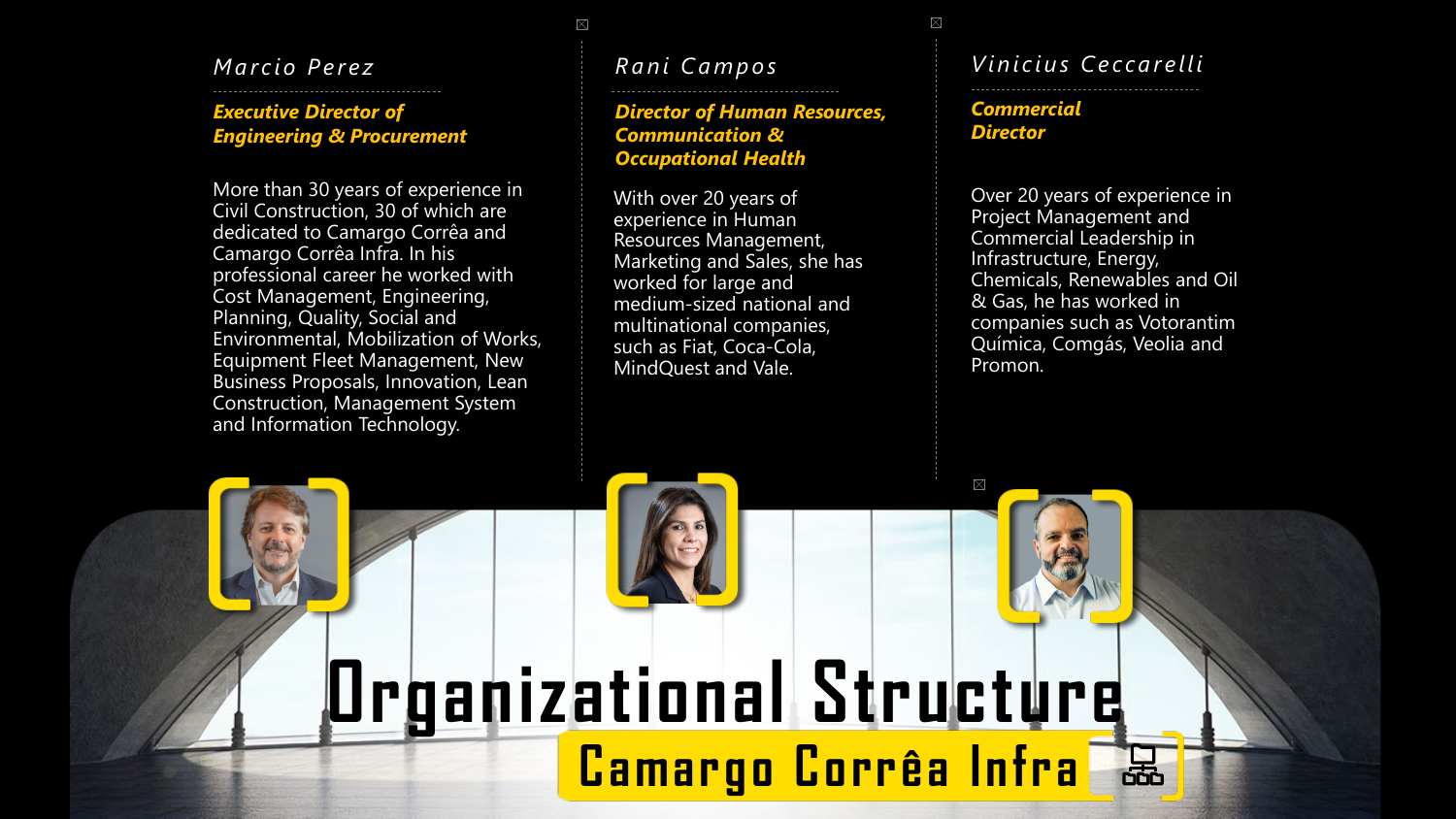# Organizational Structure

## Camargo Corrêa Infra

### Marcio Perez

***Executive Director of Engineering & Procurement***

More than 30 years of experience in Civil Construction, 30 of which are dedicated to Camargo Corrêa and Camargo Corrêa Infra. In his professional career he worked with Cost Management, Engineering, Planning, Quality, Social and Environmental, Mobilization of Works, Equipment Fleet Management, New Business Proposals, Innovation, Lean Construction, Management System and Information Technology.

### Rani Campos

***Director of Human Resources, Communication & Occupational Health***

With over 20 years of experience in Human Resources Management, Marketing and Sales, she has worked for large and medium-sized national and multinational companies, such as Fiat, Coca-Cola, MindQuest and Vale.

### Vinicius Ceccarelli

***Commercial Director***

Over 20 years of experience in Project Management and Commercial Leadership in Infrastructure, Energy, Chemicals, Renewables and Oil & Gas, he has worked in companies such as Votorantim Química, Comgás, Veolia and Promon.